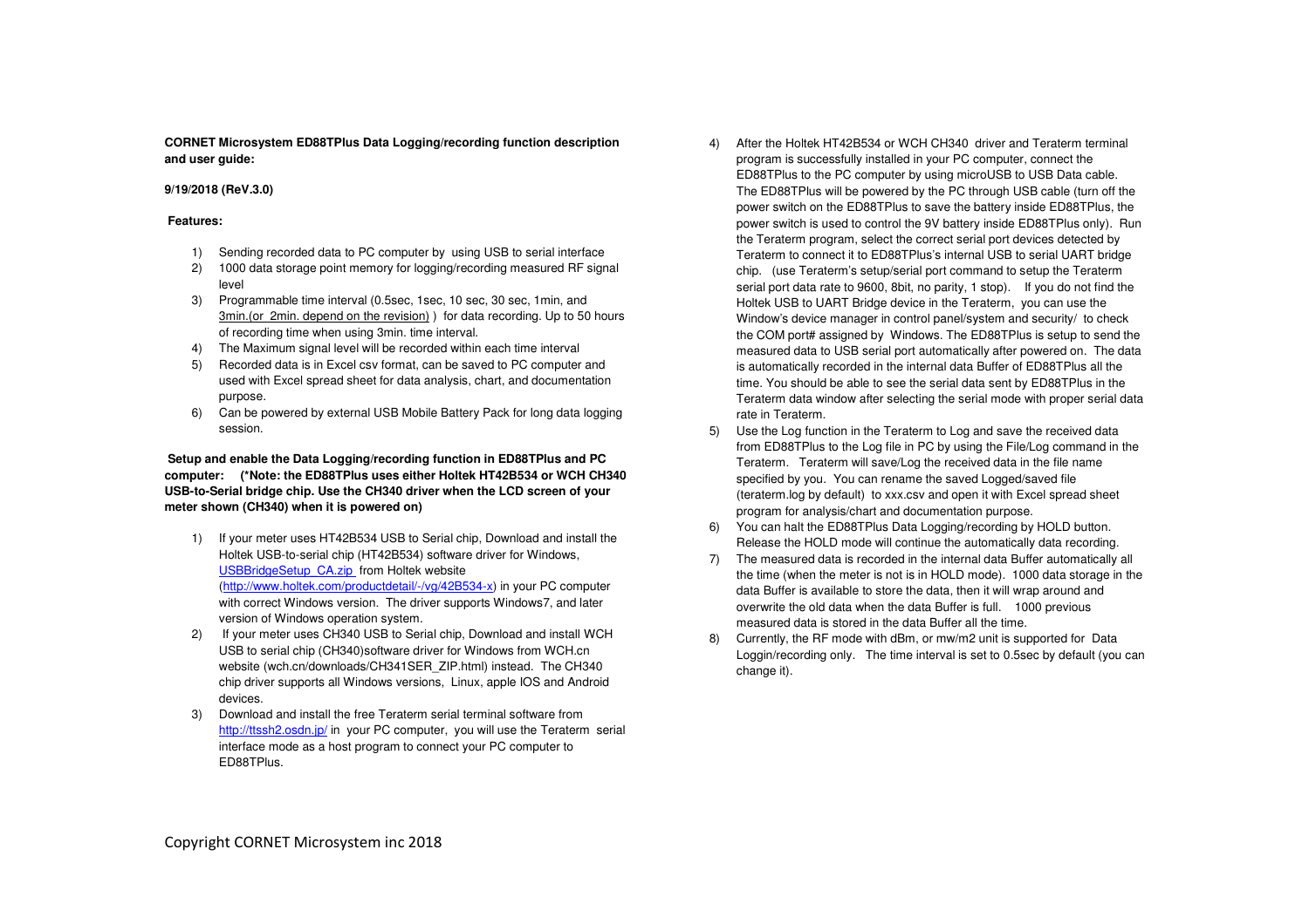**CORNET Microsystem ED88TPlus Data Logging/recording function description and user guide:**

**9/19/2018 (ReV.3.0)**

**Features:**

1) Sending recorded data to PC computer by using USB to serial interface
2) 1000 data storage point memory for logging/recording measured RF signal level
3) Programmable time interval (0.5sec, 1sec, 10 sec, 30 sec, 1min, and 3min.(or 2min. depend on the revision) ) for data recording. Up to 50 hours of recording time when using 3min. time interval.
4) The Maximum signal level will be recorded within each time interval
5) Recorded data is in Excel csv format, can be saved to PC computer and used with Excel spread sheet for data analysis, chart, and documentation purpose.
6) Can be powered by external USB Mobile Battery Pack for long data logging session.

**Setup and enable the Data Logging/recording function in ED88TPlus and PC computer: (\*Note: the ED88TPlus uses either Holtek HT42B534 or WCH CH340 USB-to-Serial bridge chip. Use the CH340 driver when the LCD screen of your meter shown (CH340) when it is powered on)**

1) If your meter uses HT42B534 USB to Serial chip, Download and install the Holtek USB-to-serial chip (HT42B534) software driver for Windows, USBBridgeSetup_CA.zip from Holtek website (http://www.holtek.com/productdetail/-/vg/42B534-x) in your PC computer with correct Windows version. The driver supports Windows7, and later version of Windows operation system.
2) If your meter uses CH340 USB to Serial chip, Download and install WCH USB to serial chip (CH340)software driver for Windows from WCH.cn website (wch.cn/downloads/CH341SER_ZIP.html) instead. The CH340 chip driver supports all Windows versions, Linux, apple IOS and Android devices.
3) Download and install the free Teraterm serial terminal software from http://ttssh2.osdn.jp/ in your PC computer, you will use the Teraterm serial interface mode as a host program to connect your PC computer to ED88TPlus.
4) After the Holtek HT42B534 or WCH CH340 driver and Teraterm terminal program is successfully installed in your PC computer, connect the ED88TPlus to the PC computer by using microUSB to USB Data cable. The ED88TPlus will be powered by the PC through USB cable (turn off the power switch on the ED88TPlus to save the battery inside ED88TPlus, the power switch is used to control the 9V battery inside ED88TPlus only). Run the Teraterm program, select the correct serial port devices detected by Teraterm to connect it to ED88TPlus's internal USB to serial UART bridge chip. (use Teraterm's setup/serial port command to setup the Teraterm serial port data rate to 9600, 8bit, no parity, 1 stop). If you do not find the Holtek USB to UART Bridge device in the Teraterm, you can use the Window's device manager in control panel/system and security/ to check the COM port# assigned by Windows. The ED88TPlus is setup to send the measured data to USB serial port automatically after powered on. The data is automatically recorded in the internal data Buffer of ED88TPlus all the time. You should be able to see the serial data sent by ED88TPlus in the Teraterm data window after selecting the serial mode with proper serial data rate in Teraterm.
5) Use the Log function in the Teraterm to Log and save the received data from ED88TPlus to the Log file in PC by using the File/Log command in the Teraterm. Teraterm will save/Log the received data in the file name specified by you. You can rename the saved Logged/saved file (teraterm.log by default) to xxx.csv and open it with Excel spread sheet program for analysis/chart and documentation purpose.
6) You can halt the ED88TPlus Data Logging/recording by HOLD button. Release the HOLD mode will continue the automatically data recording.
7) The measured data is recorded in the internal data Buffer automatically all the time (when the meter is not is in HOLD mode). 1000 data storage in the data Buffer is available to store the data, then it will wrap around and overwrite the old data when the data Buffer is full. 1000 previous measured data is stored in the data Buffer all the time.
8) Currently, the RF mode with dBm, or mw/m2 unit is supported for Data Loggin/recording only. The time interval is set to 0.5sec by default (you can change it).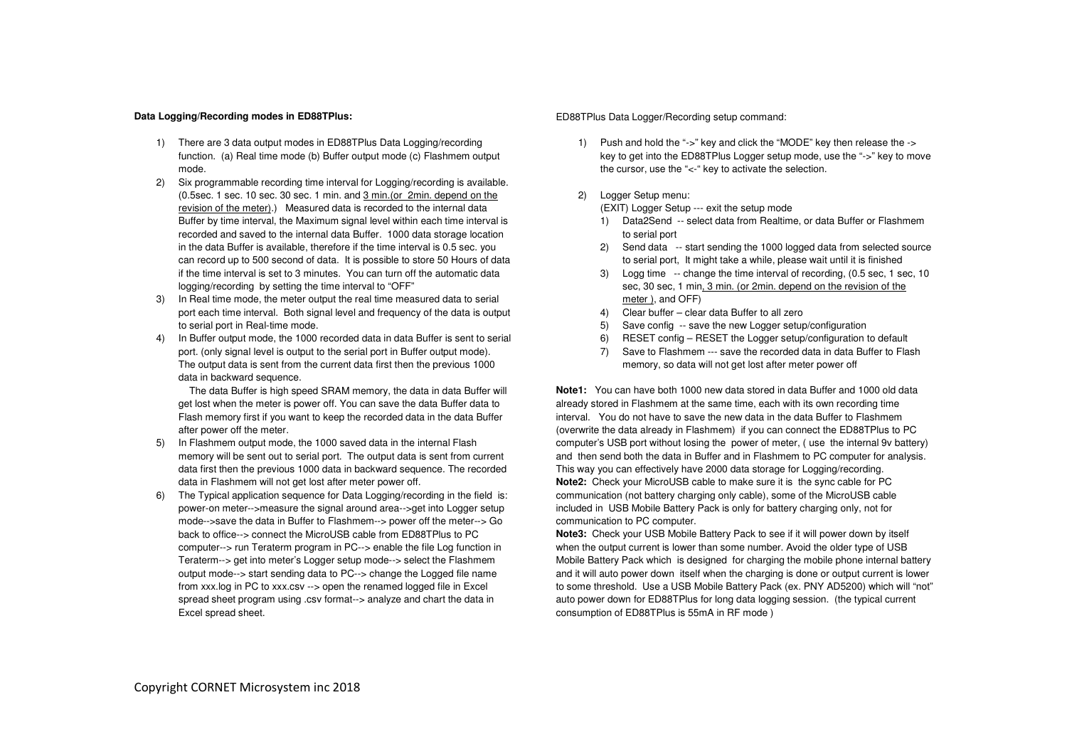**Data Logging/Recording modes in ED88TPlus:**

1) There are 3 data output modes in ED88TPlus Data Logging/recording function. (a) Real time mode (b) Buffer output mode (c) Flashmem output mode.
2) Six programmable recording time interval for Logging/recording is available. (0.5sec. 1 sec. 10 sec. 30 sec. 1 min. and 3 min.(or 2min. depend on the revision of the meter).) Measured data is recorded to the internal data Buffer by time interval, the Maximum signal level within each time interval is recorded and saved to the internal data Buffer. 1000 data storage location in the data Buffer is available, therefore if the time interval is 0.5 sec. you can record up to 500 second of data. It is possible to store 50 Hours of data if the time interval is set to 3 minutes. You can turn off the automatic data logging/recording by setting the time interval to "OFF"
3) In Real time mode, the meter output the real time measured data to serial port each time interval. Both signal level and frequency of the data is output to serial port in Real-time mode.
4) In Buffer output mode, the 1000 recorded data in data Buffer is sent to serial port. (only signal level is output to the serial port in Buffer output mode). The output data is sent from the current data first then the previous 1000 data in backward sequence.

   The data Buffer is high speed SRAM memory, the data in data Buffer will get lost when the meter is power off. You can save the data Buffer data to Flash memory first if you want to keep the recorded data in the data Buffer after power off the meter.
5) In Flashmem output mode, the 1000 saved data in the internal Flash memory will be sent out to serial port. The output data is sent from current data first then the previous 1000 data in backward sequence. The recorded data in Flashmem will not get lost after meter power off.
6) The Typical application sequence for Data Logging/recording in the field is: power-on meter-->measure the signal around area-->get into Logger setup mode-->save the data in Buffer to Flashmem--> power off the meter--> Go back to office--> connect the MicroUSB cable from ED88TPlus to PC computer--> run Teraterm program in PC--> enable the file Log function in Teraterm--> get into meter's Logger setup mode--> select the Flashmem output mode--> start sending data to PC--> change the Logged file name from xxx.log in PC to xxx.csv --> open the renamed logged file in Excel spread sheet program using .csv format--> analyze and chart the data in Excel spread sheet.

ED88TPlus Data Logger/Recording setup command:

1) Push and hold the "->" key and click the "MODE" key then release the -> key to get into the ED88TPlus Logger setup mode, use the "->" key to move the cursor, use the "<-" key to activate the selection.

2) Logger Setup menu:

   (EXIT) Logger Setup --- exit the setup mode

   1) Data2Send -- select data from Realtime, or data Buffer or Flashmem to serial port
   2) Send data -- start sending the 1000 logged data from selected source to serial port, It might take a while, please wait until it is finished
   3) Logg time -- change the time interval of recording, (0.5 sec, 1 sec, 10 sec, 30 sec, 1 min, 3 min. (or 2min. depend on the revision of the meter ), and OFF)
   4) Clear buffer – clear data Buffer to all zero
   5) Save config -- save the new Logger setup/configuration
   6) RESET config – RESET the Logger setup/configuration to default
   7) Save to Flashmem --- save the recorded data in data Buffer to Flash memory, so data will not get lost after meter power off

**Note1:** You can have both 1000 new data stored in data Buffer and 1000 old data already stored in Flashmem at the same time, each with its own recording time interval. You do not have to save the new data in the data Buffer to Flashmem (overwrite the data already in Flashmem) if you can connect the ED88TPlus to PC computer's USB port without losing the power of meter, ( use the internal 9v battery) and then send both the data in Buffer and in Flashmem to PC computer for analysis. This way you can effectively have 2000 data storage for Logging/recording.

**Note2:** Check your MicroUSB cable to make sure it is the sync cable for PC communication (not battery charging only cable), some of the MicroUSB cable included in USB Mobile Battery Pack is only for battery charging only, not for communication to PC computer.

**Note3:** Check your USB Mobile Battery Pack to see if it will power down by itself when the output current is lower than some number. Avoid the older type of USB Mobile Battery Pack which is designed for charging the mobile phone internal battery and it will auto power down itself when the charging is done or output current is lower to some threshold. Use a USB Mobile Battery Pack (ex. PNY AD5200) which will "not" auto power down for ED88TPlus for long data logging session. (the typical current consumption of ED88TPlus is 55mA in RF mode )

Copyright CORNET Microsystem inc 2018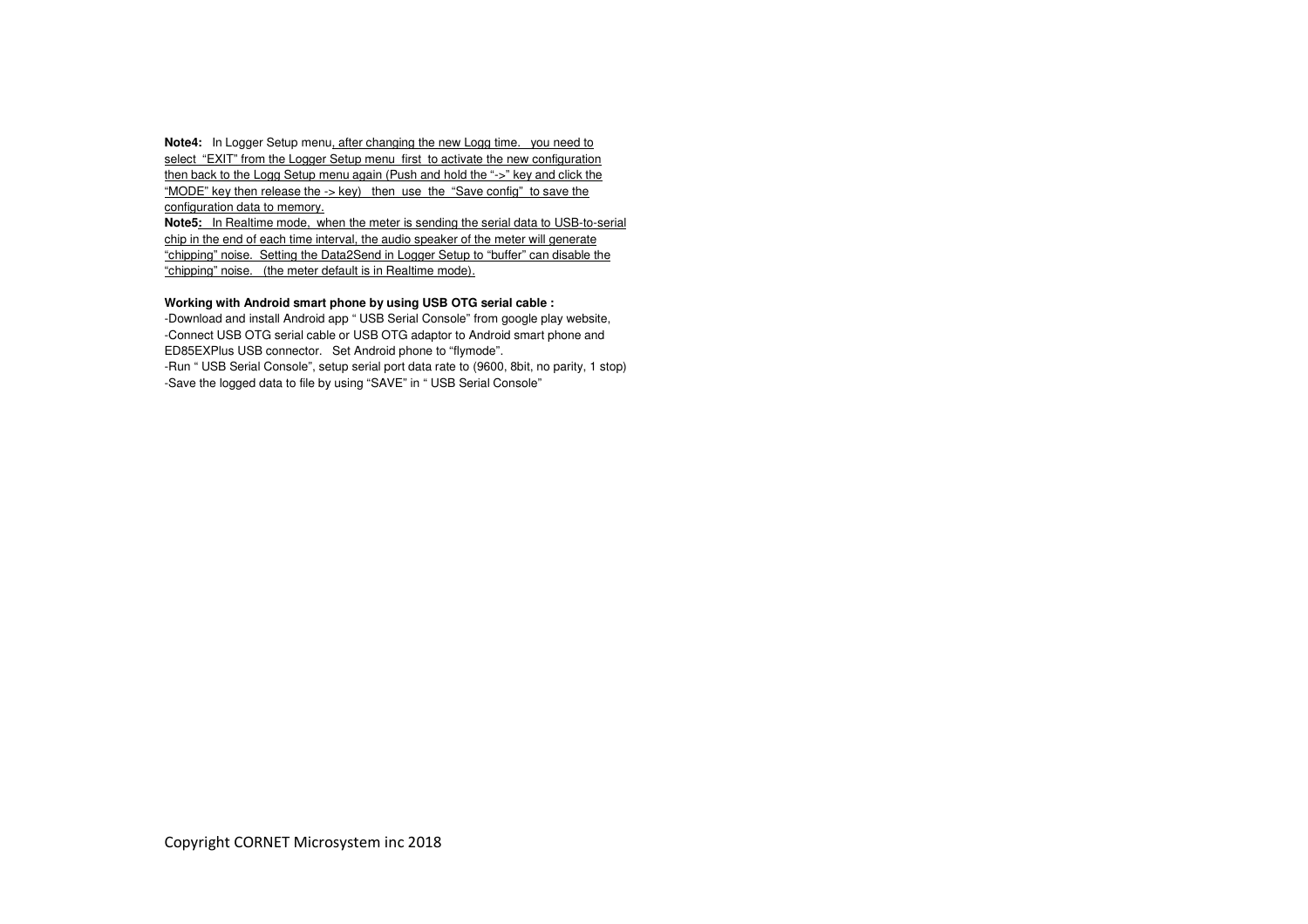**Note4:** In Logger Setup menu, after changing the new Logg time. you need to select "EXIT" from the Logger Setup menu first to activate the new configuration then back to the Logg Setup menu again (Push and hold the "->" key and click the "MODE" key then release the -> key) then use the "Save config" to save the configuration data to memory.

**Note5:** In Realtime mode, when the meter is sending the serial data to USB-to-serial chip in the end of each time interval, the audio speaker of the meter will generate "chipping" noise. Setting the Data2Send in Logger Setup to "buffer" can disable the "chipping" noise. (the meter default is in Realtime mode).

**Working with Android smart phone by using USB OTG serial cable :**

-Download and install Android app " USB Serial Console" from google play website,
-Connect USB OTG serial cable or USB OTG adaptor to Android smart phone and ED85EXPlus USB connector. Set Android phone to "flymode".
-Run " USB Serial Console", setup serial port data rate to (9600, 8bit, no parity, 1 stop)
-Save the logged data to file by using "SAVE" in " USB Serial Console"

Copyright CORNET Microsystem inc 2018